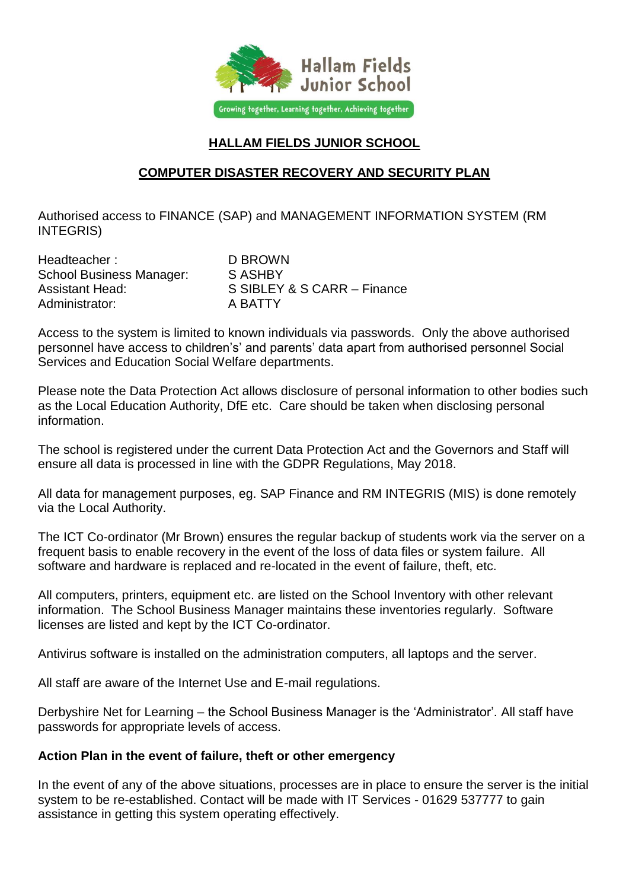Hallam Fields Junior School

Growing together, Learning together, Achieving together

# HALLAM FIELDS JUNIOR SCHOOL

## COMPUTER DISASTER RECOVERY AND SECURITY PLAN

Authorised access to FINANCE (SAP) and MANAGEMENT INFORMATION SYSTEM (RM INTEGRIS)

| | |
|---|---|
| Headteacher : | D BROWN |
| School Business Manager: | S ASHBY |
| Assistant Head: | S SIBLEY & S CARR – Finance |
| Administrator: | A BATTY |

Access to the system is limited to known individuals via passwords. Only the above authorised personnel have access to children's' and parents' data apart from authorised personnel Social Services and Education Social Welfare departments.

Please note the Data Protection Act allows disclosure of personal information to other bodies such as the Local Education Authority, DfE etc. Care should be taken when disclosing personal information.

The school is registered under the current Data Protection Act and the Governors and Staff will ensure all data is processed in line with the GDPR Regulations, May 2018.

All data for management purposes, eg. SAP Finance and RM INTEGRIS (MIS) is done remotely via the Local Authority.

The ICT Co-ordinator (Mr Brown) ensures the regular backup of students work via the server on a frequent basis to enable recovery in the event of the loss of data files or system failure. All software and hardware is replaced and re-located in the event of failure, theft, etc.

All computers, printers, equipment etc. are listed on the School Inventory with other relevant information. The School Business Manager maintains these inventories regularly. Software licenses are listed and kept by the ICT Co-ordinator.

Antivirus software is installed on the administration computers, all laptops and the server.

All staff are aware of the Internet Use and E-mail regulations.

Derbyshire Net for Learning – the School Business Manager is the 'Administrator'. All staff have passwords for appropriate levels of access.

**Action Plan in the event of failure, theft or other emergency**

In the event of any of the above situations, processes are in place to ensure the server is the initial system to be re-established. Contact will be made with IT Services - 01629 537777 to gain assistance in getting this system operating effectively.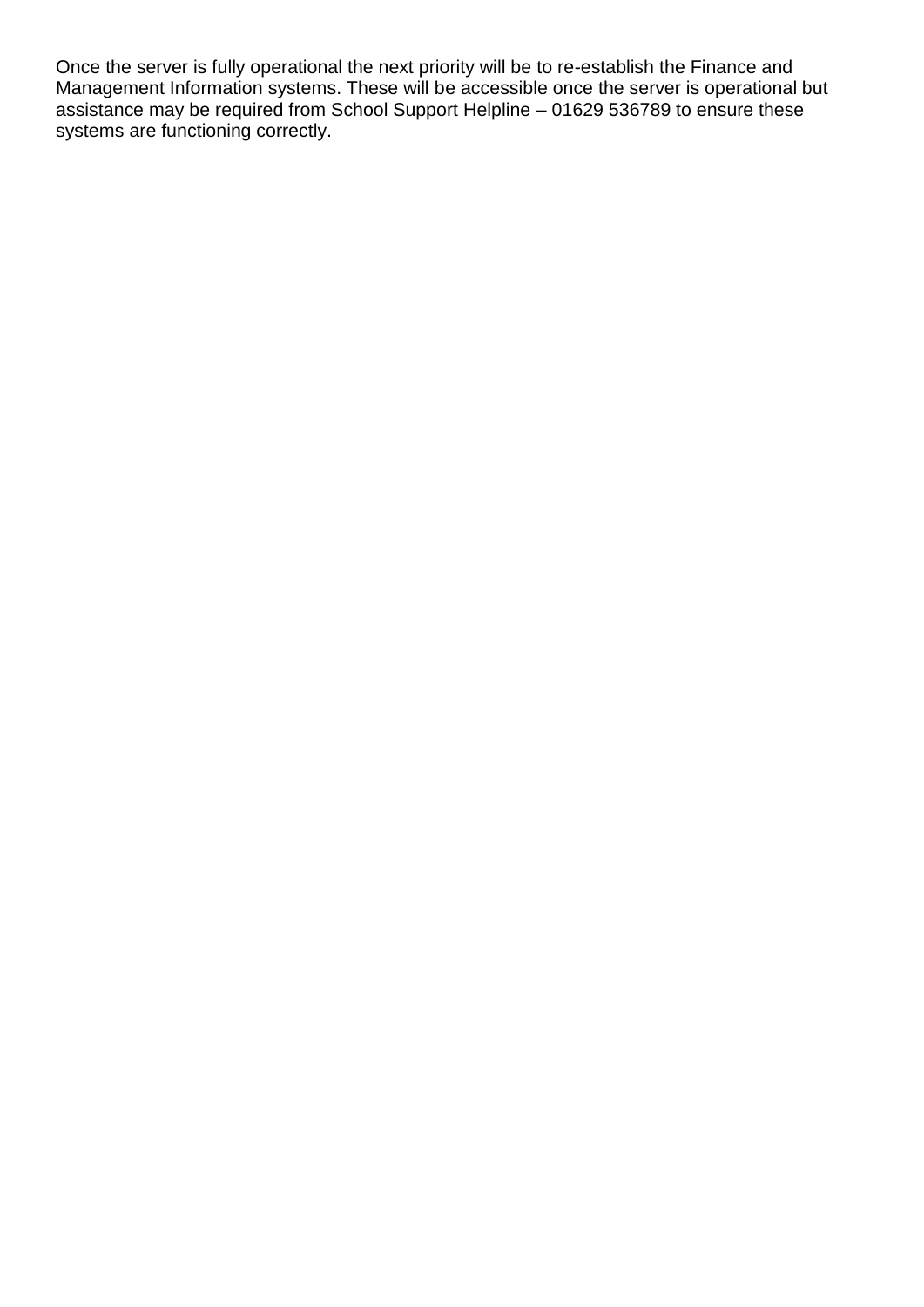Once the server is fully operational the next priority will be to re-establish the Finance and Management Information systems. These will be accessible once the server is operational but assistance may be required from School Support Helpline – 01629 536789 to ensure these systems are functioning correctly.